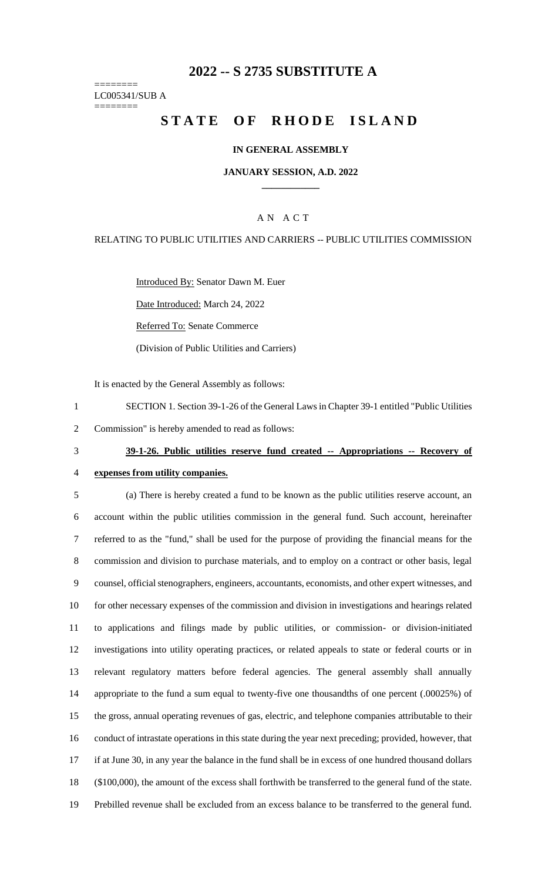# 2022 -- S 2735 SUBSTITUTE A

========
LC005341/SUB A
========

# STATE OF RHODE ISLAND

**IN GENERAL ASSEMBLY**

**JANUARY SESSION, A.D. 2022**

A N A C T

RELATING TO PUBLIC UTILITIES AND CARRIERS -- PUBLIC UTILITIES COMMISSION

Introduced By: Senator Dawn M. Euer

Date Introduced: March 24, 2022

Referred To: Senate Commerce

(Division of Public Utilities and Carriers)

It is enacted by the General Assembly as follows:

SECTION 1. Section 39-1-26 of the General Laws in Chapter 39-1 entitled "Public Utilities Commission" is hereby amended to read as follows:

**39-1-26. Public utilities reserve fund created -- Appropriations -- Recovery of expenses from utility companies.**

(a) There is hereby created a fund to be known as the public utilities reserve account, an account within the public utilities commission in the general fund. Such account, hereinafter referred to as the "fund," shall be used for the purpose of providing the financial means for the commission and division to purchase materials, and to employ on a contract or other basis, legal counsel, official stenographers, engineers, accountants, economists, and other expert witnesses, and for other necessary expenses of the commission and division in investigations and hearings related to applications and filings made by public utilities, or commission- or division-initiated investigations into utility operating practices, or related appeals to state or federal courts or in relevant regulatory matters before federal agencies. The general assembly shall annually appropriate to the fund a sum equal to twenty-five one thousandths of one percent (.00025%) of the gross, annual operating revenues of gas, electric, and telephone companies attributable to their conduct of intrastate operations in this state during the year next preceding; provided, however, that if at June 30, in any year the balance in the fund shall be in excess of one hundred thousand dollars ($100,000), the amount of the excess shall forthwith be transferred to the general fund of the state. Prebilled revenue shall be excluded from an excess balance to be transferred to the general fund.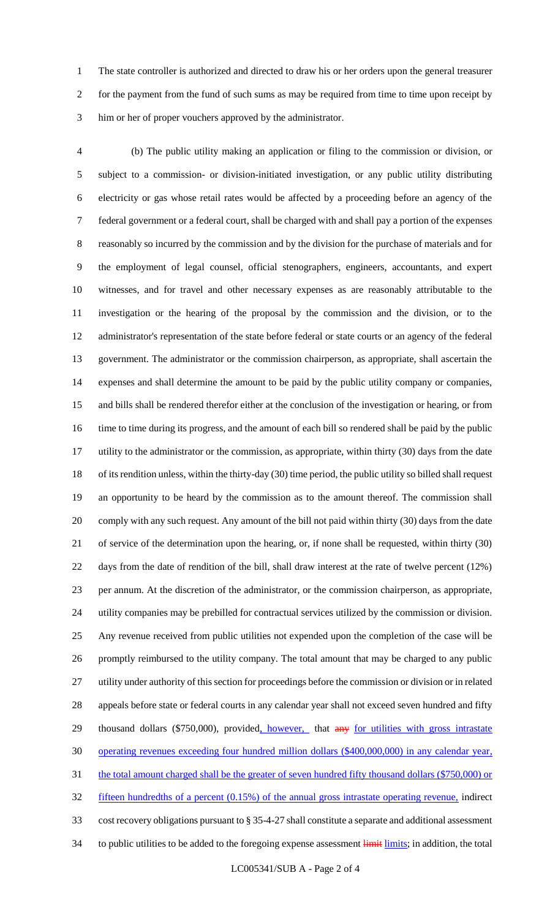The state controller is authorized and directed to draw his or her orders upon the general treasurer for the payment from the fund of such sums as may be required from time to time upon receipt by him or her of proper vouchers approved by the administrator.

(b) The public utility making an application or filing to the commission or division, or subject to a commission- or division-initiated investigation, or any public utility distributing electricity or gas whose retail rates would be affected by a proceeding before an agency of the federal government or a federal court, shall be charged with and shall pay a portion of the expenses reasonably so incurred by the commission and by the division for the purchase of materials and for the employment of legal counsel, official stenographers, engineers, accountants, and expert witnesses, and for travel and other necessary expenses as are reasonably attributable to the investigation or the hearing of the proposal by the commission and the division, or to the administrator's representation of the state before federal or state courts or an agency of the federal government. The administrator or the commission chairperson, as appropriate, shall ascertain the expenses and shall determine the amount to be paid by the public utility company or companies, and bills shall be rendered therefor either at the conclusion of the investigation or hearing, or from time to time during its progress, and the amount of each bill so rendered shall be paid by the public utility to the administrator or the commission, as appropriate, within thirty (30) days from the date of its rendition unless, within the thirty-day (30) time period, the public utility so billed shall request an opportunity to be heard by the commission as to the amount thereof. The commission shall comply with any such request. Any amount of the bill not paid within thirty (30) days from the date of service of the determination upon the hearing, or, if none shall be requested, within thirty (30) days from the date of rendition of the bill, shall draw interest at the rate of twelve percent (12%) per annum. At the discretion of the administrator, or the commission chairperson, as appropriate, utility companies may be prebilled for contractual services utilized by the commission or division. Any revenue received from public utilities not expended upon the completion of the case will be promptly reimbursed to the utility company. The total amount that may be charged to any public utility under authority of this section for proceedings before the commission or division or in related appeals before state or federal courts in any calendar year shall not exceed seven hundred and fifty thousand dollars ($750,000), provided, however, that ~~any~~ for utilities with gross intrastate operating revenues exceeding four hundred million dollars ($400,000,000) in any calendar year, the total amount charged shall be the greater of seven hundred fifty thousand dollars ($750,000) or fifteen hundredths of a percent (0.15%) of the annual gross intrastate operating revenue, indirect cost recovery obligations pursuant to § 35-4-27 shall constitute a separate and additional assessment to public utilities to be added to the foregoing expense assessment ~~limit~~ limits; in addition, the total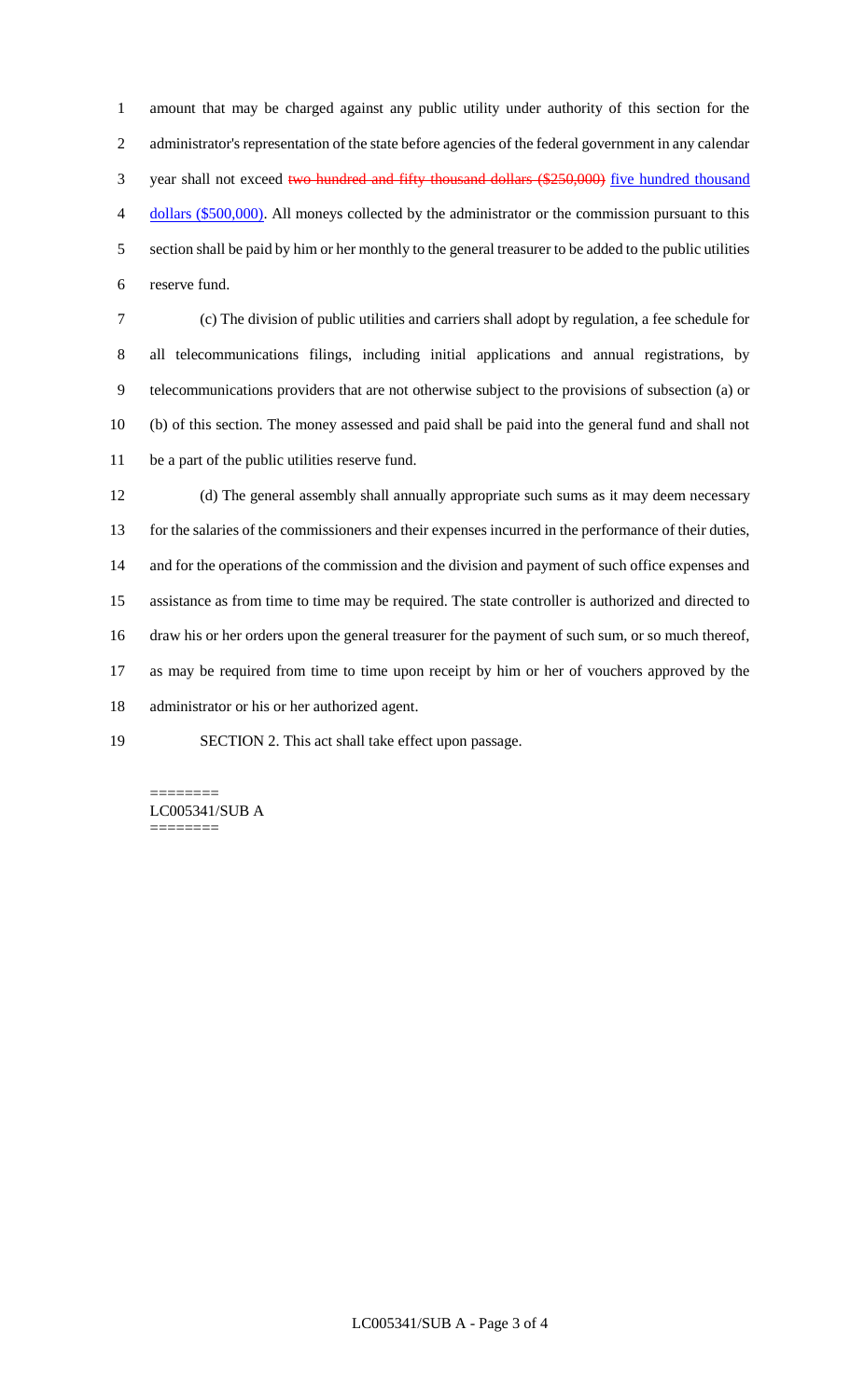amount that may be charged against any public utility under authority of this section for the administrator's representation of the state before agencies of the federal government in any calendar year shall not exceed ~~two hundred and fifty thousand dollars ($250,000)~~ <u>five hundred thousand dollars ($500,000)</u>. All moneys collected by the administrator or the commission pursuant to this section shall be paid by him or her monthly to the general treasurer to be added to the public utilities reserve fund.

(c) The division of public utilities and carriers shall adopt by regulation, a fee schedule for all telecommunications filings, including initial applications and annual registrations, by telecommunications providers that are not otherwise subject to the provisions of subsection (a) or (b) of this section. The money assessed and paid shall be paid into the general fund and shall not be a part of the public utilities reserve fund.

(d) The general assembly shall annually appropriate such sums as it may deem necessary for the salaries of the commissioners and their expenses incurred in the performance of their duties, and for the operations of the commission and the division and payment of such office expenses and assistance as from time to time may be required. The state controller is authorized and directed to draw his or her orders upon the general treasurer for the payment of such sum, or so much thereof, as may be required from time to time upon receipt by him or her of vouchers approved by the administrator or his or her authorized agent.

SECTION 2. This act shall take effect upon passage.

========
LC005341/SUB A
========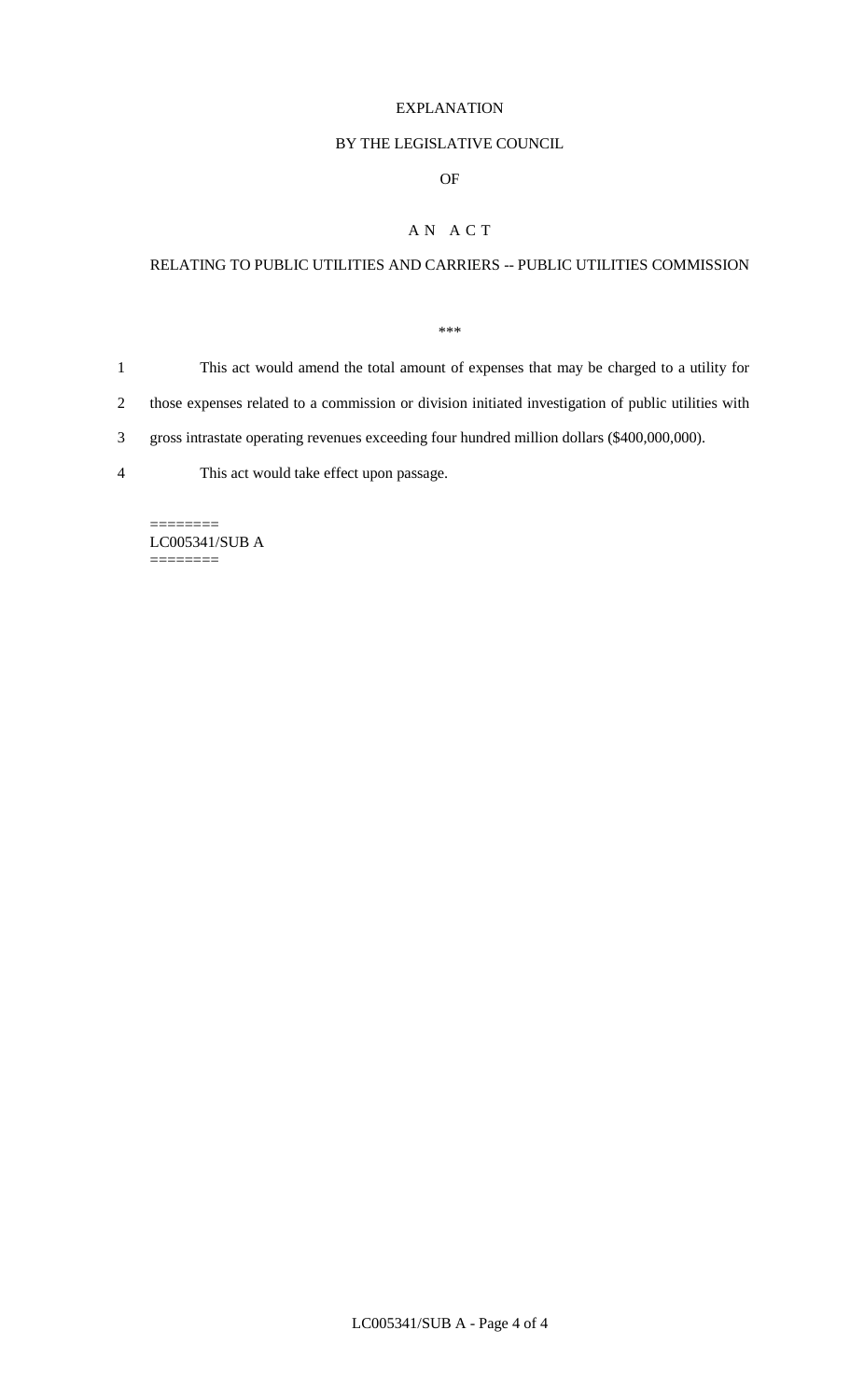EXPLANATION

BY THE LEGISLATIVE COUNCIL

OF

A N A C T

RELATING TO PUBLIC UTILITIES AND CARRIERS -- PUBLIC UTILITIES COMMISSION

***

1 This act would amend the total amount of expenses that may be charged to a utility for
2 those expenses related to a commission or division initiated investigation of public utilities with
3 gross intrastate operating revenues exceeding four hundred million dollars ($400,000,000).
4 This act would take effect upon passage.

========
LC005341/SUB A
========